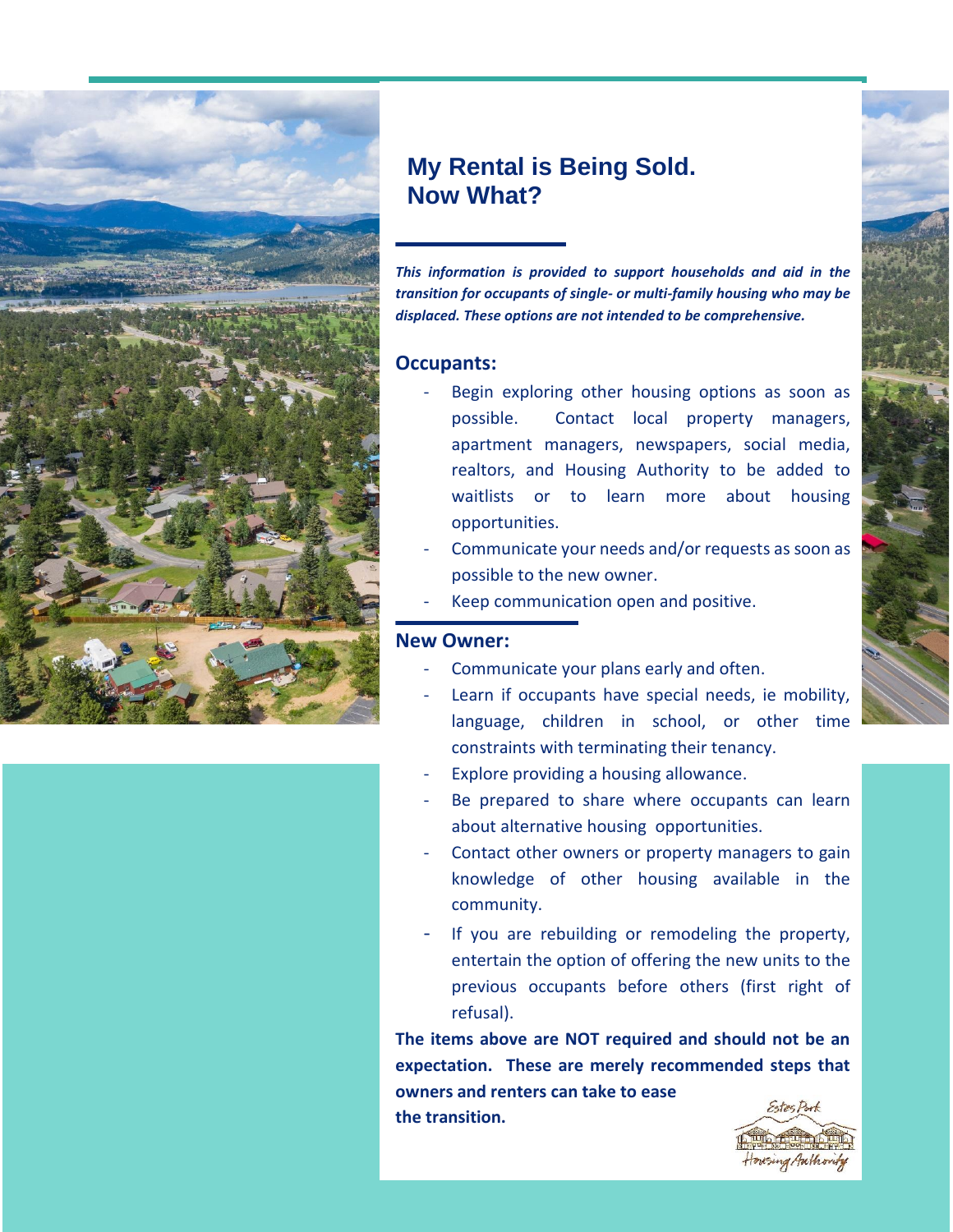# My Rental is Being Sold. Now What?

***This information is provided to support households and aid in the transition for occupants of single- or multi-family housing who may be displaced. These options are not intended to be comprehensive.***

## Occupants:

- Begin exploring other housing options as soon as possible. Contact local property managers, apartment managers, newspapers, social media, realtors, and Housing Authority to be added to waitlists or to learn more about housing opportunities.
- Communicate your needs and/or requests as soon as possible to the new owner.
- Keep communication open and positive.

## New Owner:

- Communicate your plans early and often.
- Learn if occupants have special needs, ie mobility, language, children in school, or other time constraints with terminating their tenancy.
- Explore providing a housing allowance.
- Be prepared to share where occupants can learn about alternative housing opportunities.
- Contact other owners or property managers to gain knowledge of other housing available in the community.
- If you are rebuilding or remodeling the property, entertain the option of offering the new units to the previous occupants before others (first right of refusal).

**The items above are NOT required and should not be an expectation. These are merely recommended steps that owners and renters can take to ease the transition.**

Estes Park Housing Authority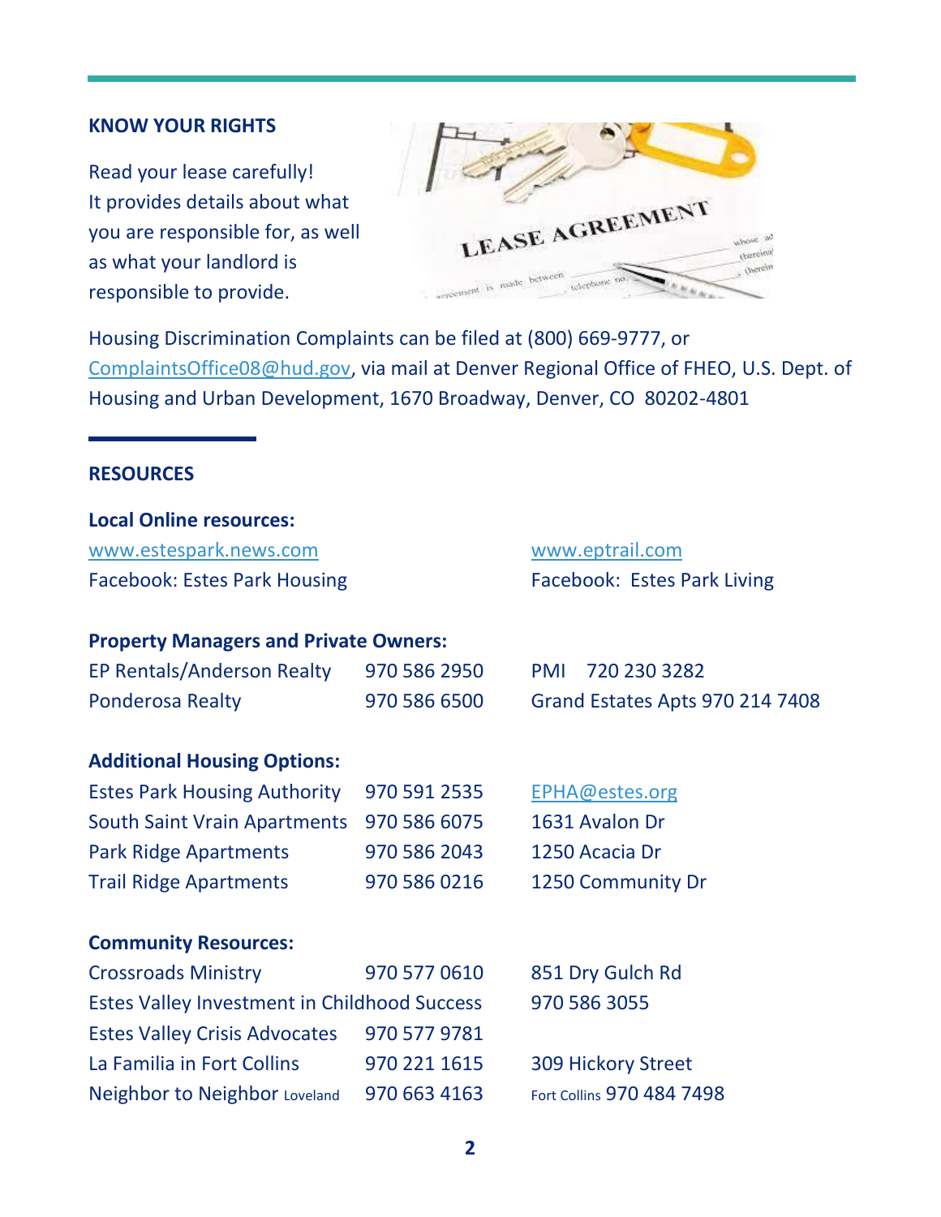## KNOW YOUR RIGHTS

Read your lease carefully! It provides details about what you are responsible for, as well as what your landlord is responsible to provide.

Housing Discrimination Complaints can be filed at (800) 669-9777, or ComplaintsOffice08@hud.gov, via mail at Denver Regional Office of FHEO, U.S. Dept. of Housing and Urban Development, 1670 Broadway, Denver, CO 80202-4801

## RESOURCES

### Local Online resources:

www.estespark.news.com

Facebook: Estes Park Housing

www.eptrail.com

Facebook: Estes Park Living

### Property Managers and Private Owners:

| | | |
|---|---|---|
| EP Rentals/Anderson Realty | 970 586 2950 | |
| Ponderosa Realty | 970 586 6500 | |
| PMI | 720 230 3282 | |
| Grand Estates Apts | 970 214 7408 | |

### Additional Housing Options:

| | | |
|---|---|---|
| Estes Park Housing Authority | 970 591 2535 | EPHA@estes.org |
| South Saint Vrain Apartments | 970 586 6075 | 1631 Avalon Dr |
| Park Ridge Apartments | 970 586 2043 | 1250 Acacia Dr |
| Trail Ridge Apartments | 970 586 0216 | 1250 Community Dr |

### Community Resources:

| | | |
|---|---|---|
| Crossroads Ministry | 970 577 0610 | 851 Dry Gulch Rd |
| Estes Valley Investment in Childhood Success | | 970 586 3055 |
| Estes Valley Crisis Advocates | 970 577 9781 | |
| La Familia in Fort Collins | 970 221 1615 | 309 Hickory Street |
| Neighbor to Neighbor Loveland | 970 663 4163 | Fort Collins 970 484 7498 |